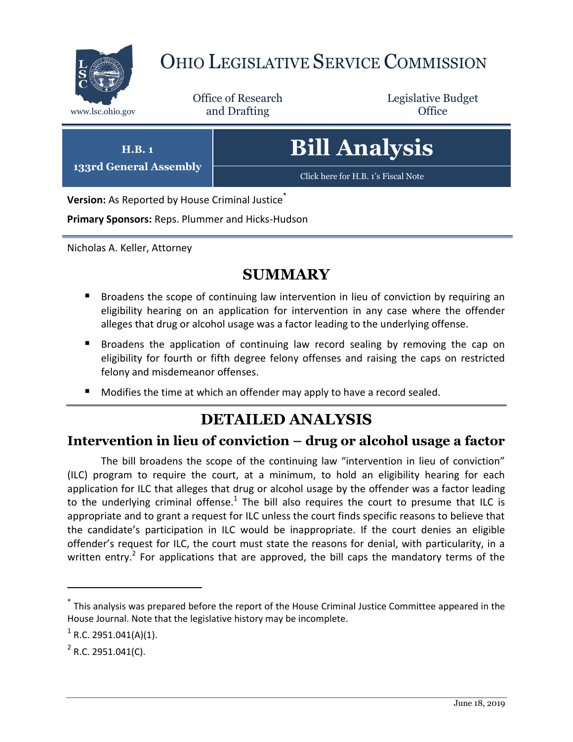# OHIO LEGISLATIVE SERVICE COMMISSION

www.lsc.ohio.gov

Office of Research and Drafting

Legislative Budget Office

**H.B. 1**
**133rd General Assembly**

# Bill Analysis

Click here for H.B. 1's Fiscal Note

**Version:** As Reported by House Criminal Justice[*]

**Primary Sponsors:** Reps. Plummer and Hicks-Hudson

Nicholas A. Keller, Attorney

## SUMMARY

- Broadens the scope of continuing law intervention in lieu of conviction by requiring an eligibility hearing on an application for intervention in any case where the offender alleges that drug or alcohol usage was a factor leading to the underlying offense.
- Broadens the application of continuing law record sealing by removing the cap on eligibility for fourth or fifth degree felony offenses and raising the caps on restricted felony and misdemeanor offenses.
- Modifies the time at which an offender may apply to have a record sealed.

## DETAILED ANALYSIS

### Intervention in lieu of conviction – drug or alcohol usage a factor

The bill broadens the scope of the continuing law "intervention in lieu of conviction" (ILC) program to require the court, at a minimum, to hold an eligibility hearing for each application for ILC that alleges that drug or alcohol usage by the offender was a factor leading to the underlying criminal offense.[1] The bill also requires the court to presume that ILC is appropriate and to grant a request for ILC unless the court finds specific reasons to believe that the candidate's participation in ILC would be inappropriate. If the court denies an eligible offender's request for ILC, the court must state the reasons for denial, with particularity, in a written entry.[2] For applications that are approved, the bill caps the mandatory terms of the

[*] This analysis was prepared before the report of the House Criminal Justice Committee appeared in the House Journal. Note that the legislative history may be incomplete.

[1] R.C. 2951.041(A)(1).

[2] R.C. 2951.041(C).

June 18, 2019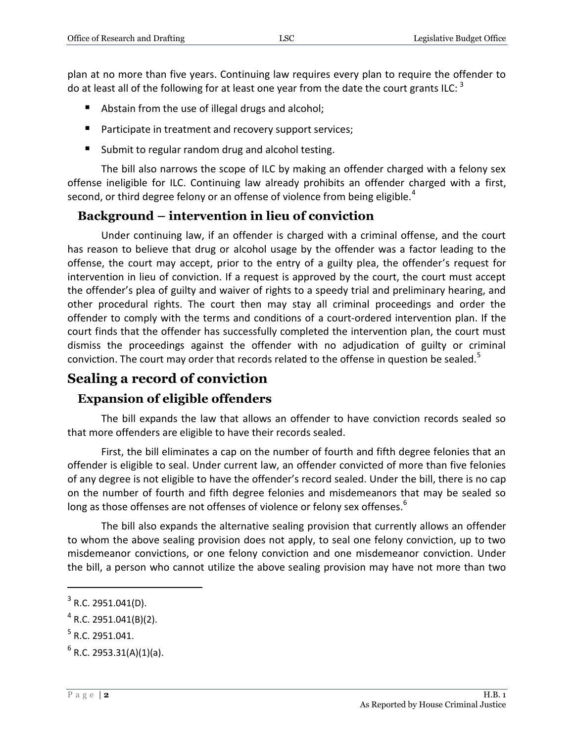plan at no more than five years. Continuing law requires every plan to require the offender to do at least all of the following for at least one year from the date the court grants ILC: [3]

- Abstain from the use of illegal drugs and alcohol;
- Participate in treatment and recovery support services;
- Submit to regular random drug and alcohol testing.

The bill also narrows the scope of ILC by making an offender charged with a felony sex offense ineligible for ILC. Continuing law already prohibits an offender charged with a first, second, or third degree felony or an offense of violence from being eligible.[4]

### Background – intervention in lieu of conviction

Under continuing law, if an offender is charged with a criminal offense, and the court has reason to believe that drug or alcohol usage by the offender was a factor leading to the offense, the court may accept, prior to the entry of a guilty plea, the offender's request for intervention in lieu of conviction. If a request is approved by the court, the court must accept the offender's plea of guilty and waiver of rights to a speedy trial and preliminary hearing, and other procedural rights. The court then may stay all criminal proceedings and order the offender to comply with the terms and conditions of a court-ordered intervention plan. If the court finds that the offender has successfully completed the intervention plan, the court must dismiss the proceedings against the offender with no adjudication of guilty or criminal conviction. The court may order that records related to the offense in question be sealed.[5]

## Sealing a record of conviction

### Expansion of eligible offenders

The bill expands the law that allows an offender to have conviction records sealed so that more offenders are eligible to have their records sealed.

First, the bill eliminates a cap on the number of fourth and fifth degree felonies that an offender is eligible to seal. Under current law, an offender convicted of more than five felonies of any degree is not eligible to have the offender's record sealed. Under the bill, there is no cap on the number of fourth and fifth degree felonies and misdemeanors that may be sealed so long as those offenses are not offenses of violence or felony sex offenses.[6]

The bill also expands the alternative sealing provision that currently allows an offender to whom the above sealing provision does not apply, to seal one felony conviction, up to two misdemeanor convictions, or one felony conviction and one misdemeanor conviction. Under the bill, a person who cannot utilize the above sealing provision may have not more than two

---

[3] R.C. 2951.041(D).

[4] R.C. 2951.041(B)(2).

[5] R.C. 2951.041.

[6] R.C. 2953.31(A)(1)(a).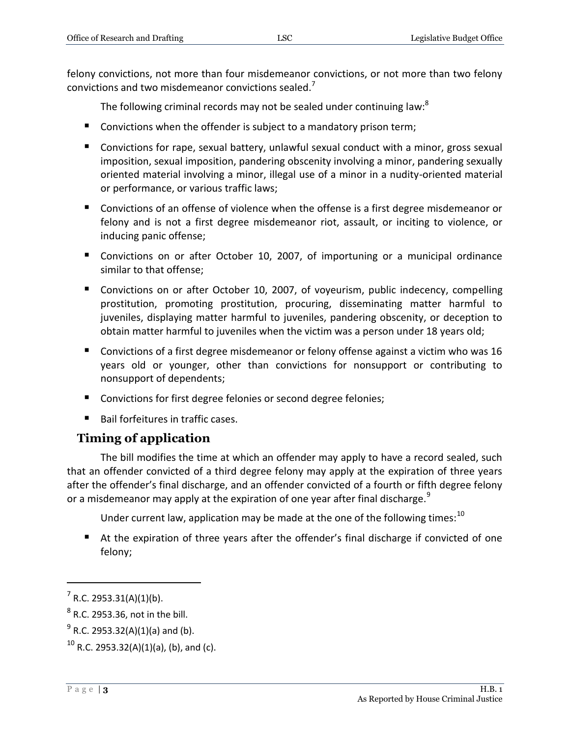felony convictions, not more than four misdemeanor convictions, or not more than two felony convictions and two misdemeanor convictions sealed.[7]

The following criminal records may not be sealed under continuing law:[8]

- Convictions when the offender is subject to a mandatory prison term;
- Convictions for rape, sexual battery, unlawful sexual conduct with a minor, gross sexual imposition, sexual imposition, pandering obscenity involving a minor, pandering sexually oriented material involving a minor, illegal use of a minor in a nudity-oriented material or performance, or various traffic laws;
- Convictions of an offense of violence when the offense is a first degree misdemeanor or felony and is not a first degree misdemeanor riot, assault, or inciting to violence, or inducing panic offense;
- Convictions on or after October 10, 2007, of importuning or a municipal ordinance similar to that offense;
- Convictions on or after October 10, 2007, of voyeurism, public indecency, compelling prostitution, promoting prostitution, procuring, disseminating matter harmful to juveniles, displaying matter harmful to juveniles, pandering obscenity, or deception to obtain matter harmful to juveniles when the victim was a person under 18 years old;
- Convictions of a first degree misdemeanor or felony offense against a victim who was 16 years old or younger, other than convictions for nonsupport or contributing to nonsupport of dependents;
- Convictions for first degree felonies or second degree felonies;
- Bail forfeitures in traffic cases.

## Timing of application

The bill modifies the time at which an offender may apply to have a record sealed, such that an offender convicted of a third degree felony may apply at the expiration of three years after the offender's final discharge, and an offender convicted of a fourth or fifth degree felony or a misdemeanor may apply at the expiration of one year after final discharge.[9]

Under current law, application may be made at the one of the following times:[10]

- At the expiration of three years after the offender's final discharge if convicted of one felony;

---

[7] R.C. 2953.31(A)(1)(b).

[8] R.C. 2953.36, not in the bill.

[9] R.C. 2953.32(A)(1)(a) and (b).

[10] R.C. 2953.32(A)(1)(a), (b), and (c).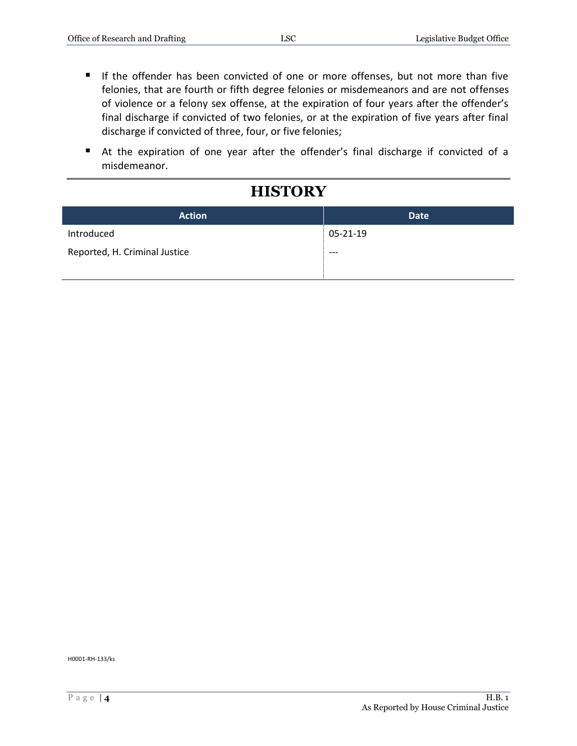- If the offender has been convicted of one or more offenses, but not more than five felonies, that are fourth or fifth degree felonies or misdemeanors and are not offenses of violence or a felony sex offense, at the expiration of four years after the offender's final discharge if convicted of two felonies, or at the expiration of five years after final discharge if convicted of three, four, or five felonies;
- At the expiration of one year after the offender's final discharge if convicted of a misdemeanor.

# HISTORY

| Action | Date |
|---|---|
| Introduced | 05-21-19 |
| Reported, H. Criminal Justice | --- |

H0001-RH-133/ks